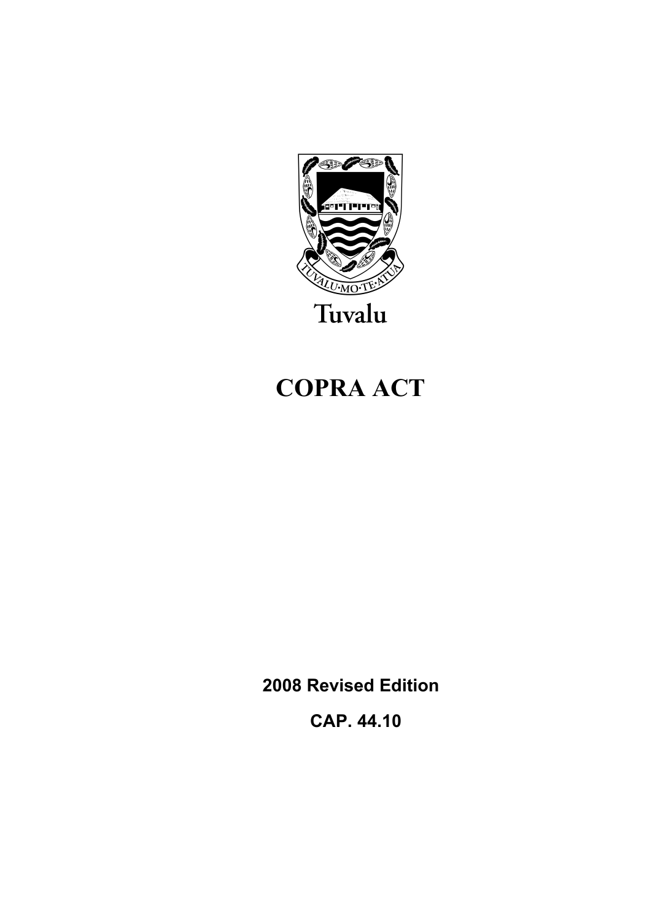Tuvalu

# COPRA ACT

**2008 Revised Edition**

**CAP. 44.10**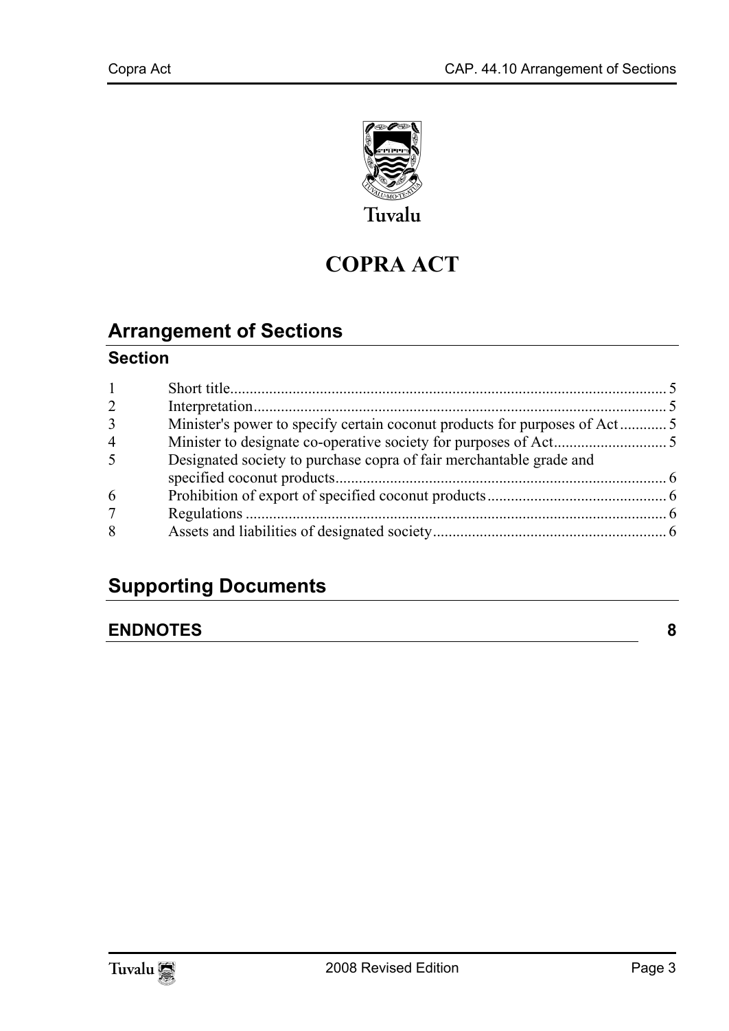Tuvalu

# COPRA ACT

## Arrangement of Sections

### Section

| | | |
|---|---|---|
| 1 | Short title | 5 |
| 2 | Interpretation | 5 |
| 3 | Minister's power to specify certain coconut products for purposes of Act | 5 |
| 4 | Minister to designate co-operative society for purposes of Act | 5 |
| 5 | Designated society to purchase copra of fair merchantable grade and specified coconut products | 6 |
| 6 | Prohibition of export of specified coconut products | 6 |
| 7 | Regulations | 6 |
| 8 | Assets and liabilities of designated society | 6 |

## Supporting Documents

### ENDNOTES 8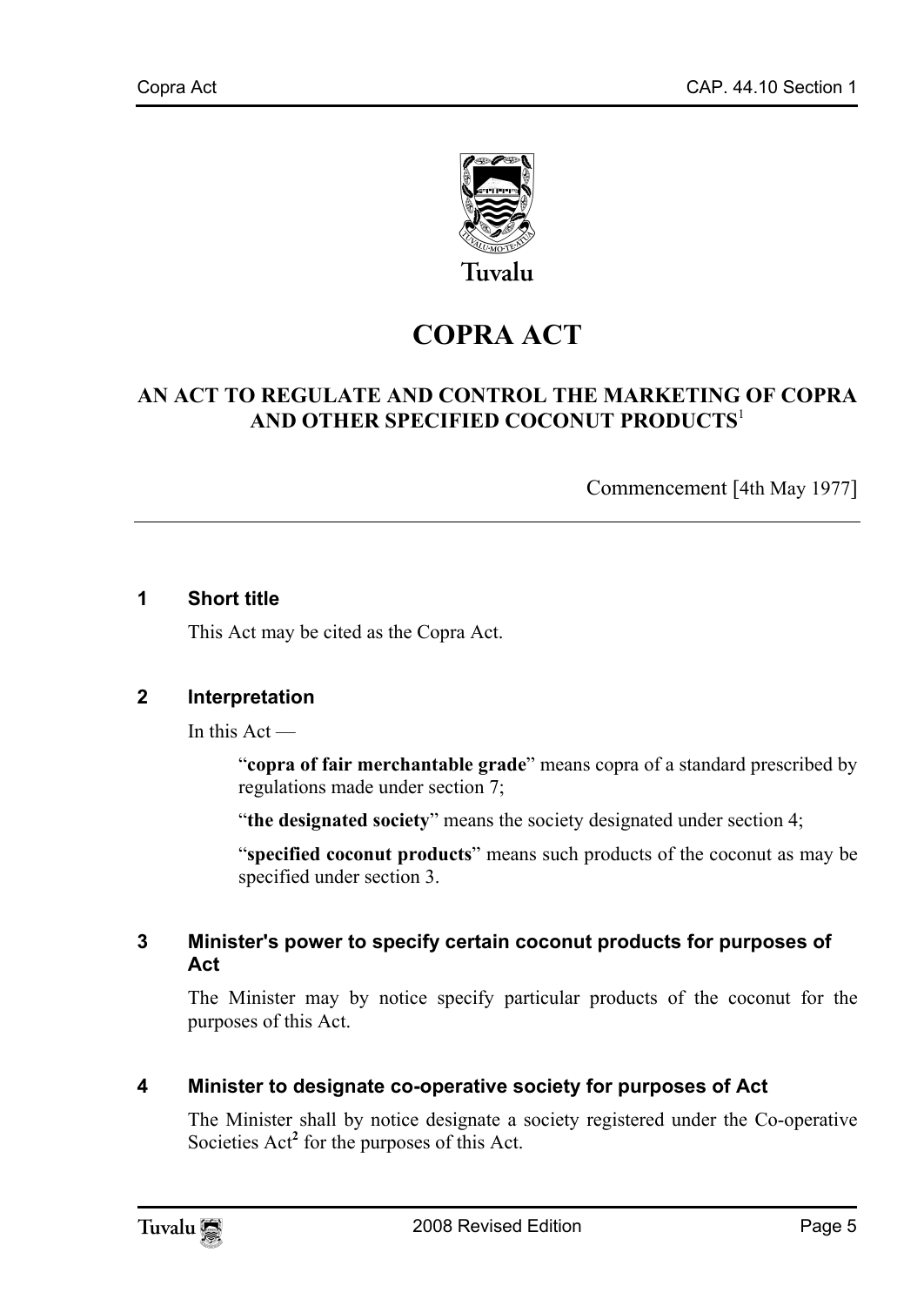Tuvalu

# COPRA ACT

## AN ACT TO REGULATE AND CONTROL THE MARKETING OF COPRA AND OTHER SPECIFIED COCONUT PRODUCTS[1]

Commencement [4th May 1977]

---

### 1 Short title

This Act may be cited as the Copra Act.

### 2 Interpretation

In this Act —

"**copra of fair merchantable grade**" means copra of a standard prescribed by regulations made under section 7;

"**the designated society**" means the society designated under section 4;

"**specified coconut products**" means such products of the coconut as may be specified under section 3.

### 3 Minister's power to specify certain coconut products for purposes of Act

The Minister may by notice specify particular products of the coconut for the purposes of this Act.

### 4 Minister to designate co-operative society for purposes of Act

The Minister shall by notice designate a society registered under the Co-operative Societies Act[2] for the purposes of this Act.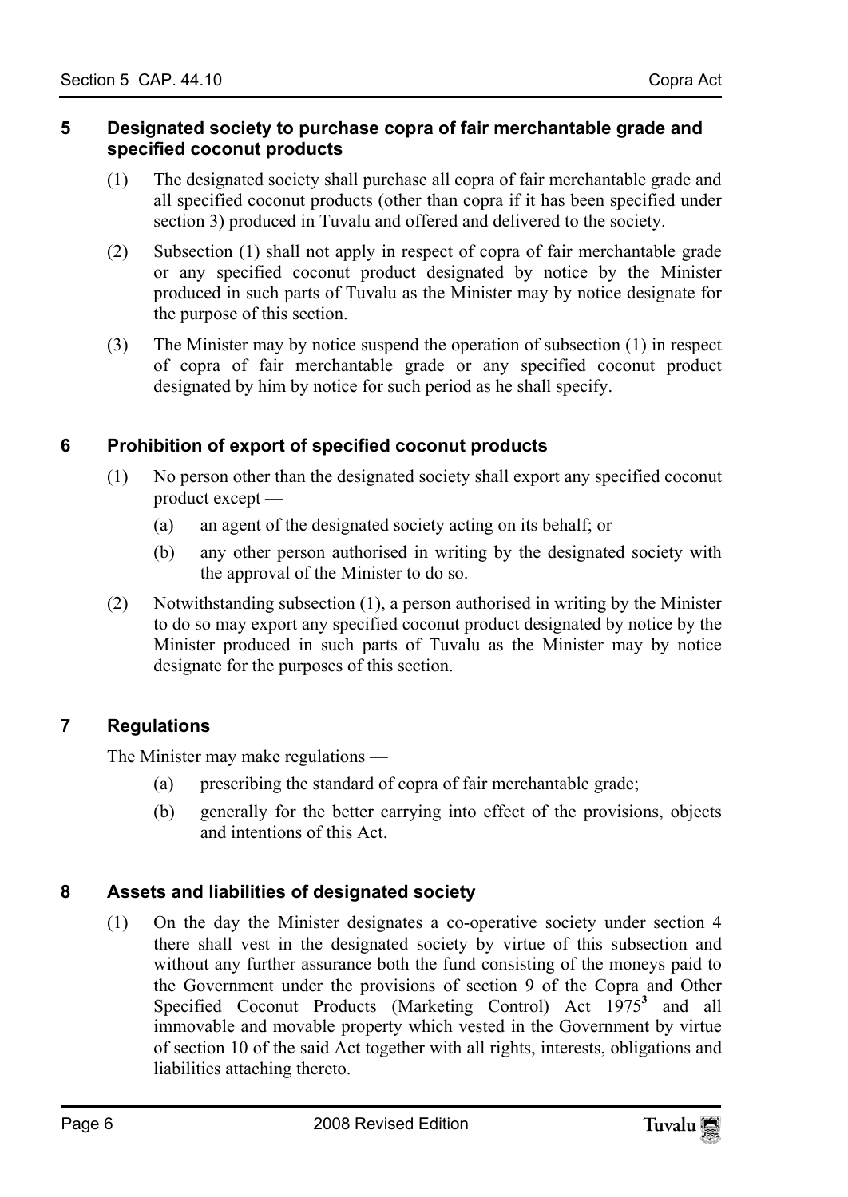## 5 Designated society to purchase copra of fair merchantable grade and specified coconut products

(1) The designated society shall purchase all copra of fair merchantable grade and all specified coconut products (other than copra if it has been specified under section 3) produced in Tuvalu and offered and delivered to the society.

(2) Subsection (1) shall not apply in respect of copra of fair merchantable grade or any specified coconut product designated by notice by the Minister produced in such parts of Tuvalu as the Minister may by notice designate for the purpose of this section.

(3) The Minister may by notice suspend the operation of subsection (1) in respect of copra of fair merchantable grade or any specified coconut product designated by him by notice for such period as he shall specify.

## 6 Prohibition of export of specified coconut products

(1) No person other than the designated society shall export any specified coconut product except —

- (a) an agent of the designated society acting on its behalf; or
- (b) any other person authorised in writing by the designated society with the approval of the Minister to do so.

(2) Notwithstanding subsection (1), a person authorised in writing by the Minister to do so may export any specified coconut product designated by notice by the Minister produced in such parts of Tuvalu as the Minister may by notice designate for the purposes of this section.

## 7 Regulations

The Minister may make regulations —

- (a) prescribing the standard of copra of fair merchantable grade;
- (b) generally for the better carrying into effect of the provisions, objects and intentions of this Act.

## 8 Assets and liabilities of designated society

(1) On the day the Minister designates a co-operative society under section 4 there shall vest in the designated society by virtue of this subsection and without any further assurance both the fund consisting of the moneys paid to the Government under the provisions of section 9 of the Copra and Other Specified Coconut Products (Marketing Control) Act 1975[3] and all immovable and movable property which vested in the Government by virtue of section 10 of the said Act together with all rights, interests, obligations and liabilities attaching thereto.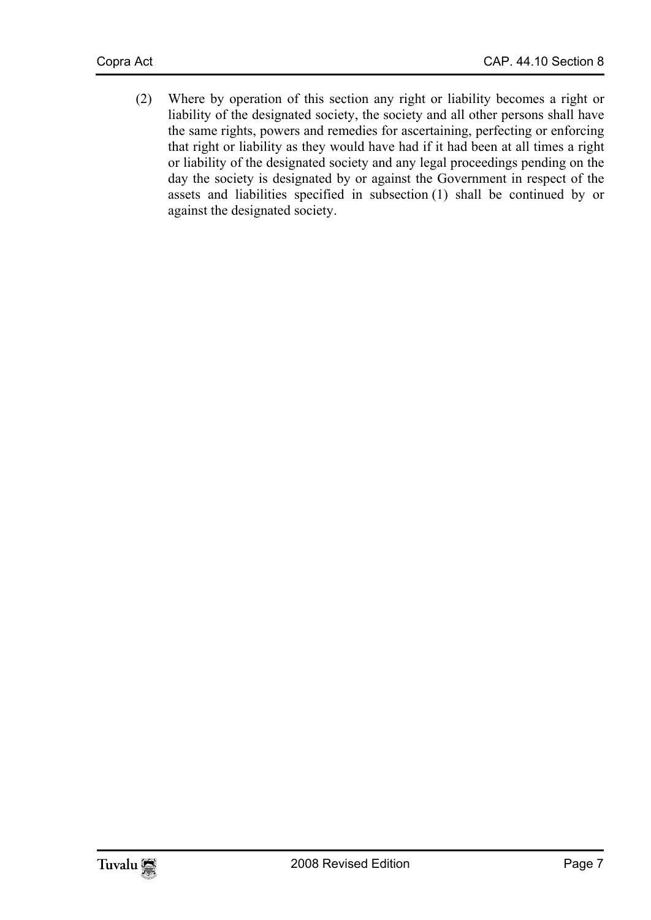(2) Where by operation of this section any right or liability becomes a right or liability of the designated society, the society and all other persons shall have the same rights, powers and remedies for ascertaining, perfecting or enforcing that right or liability as they would have had if it had been at all times a right or liability of the designated society and any legal proceedings pending on the day the society is designated by or against the Government in respect of the assets and liabilities specified in subsection (1) shall be continued by or against the designated society.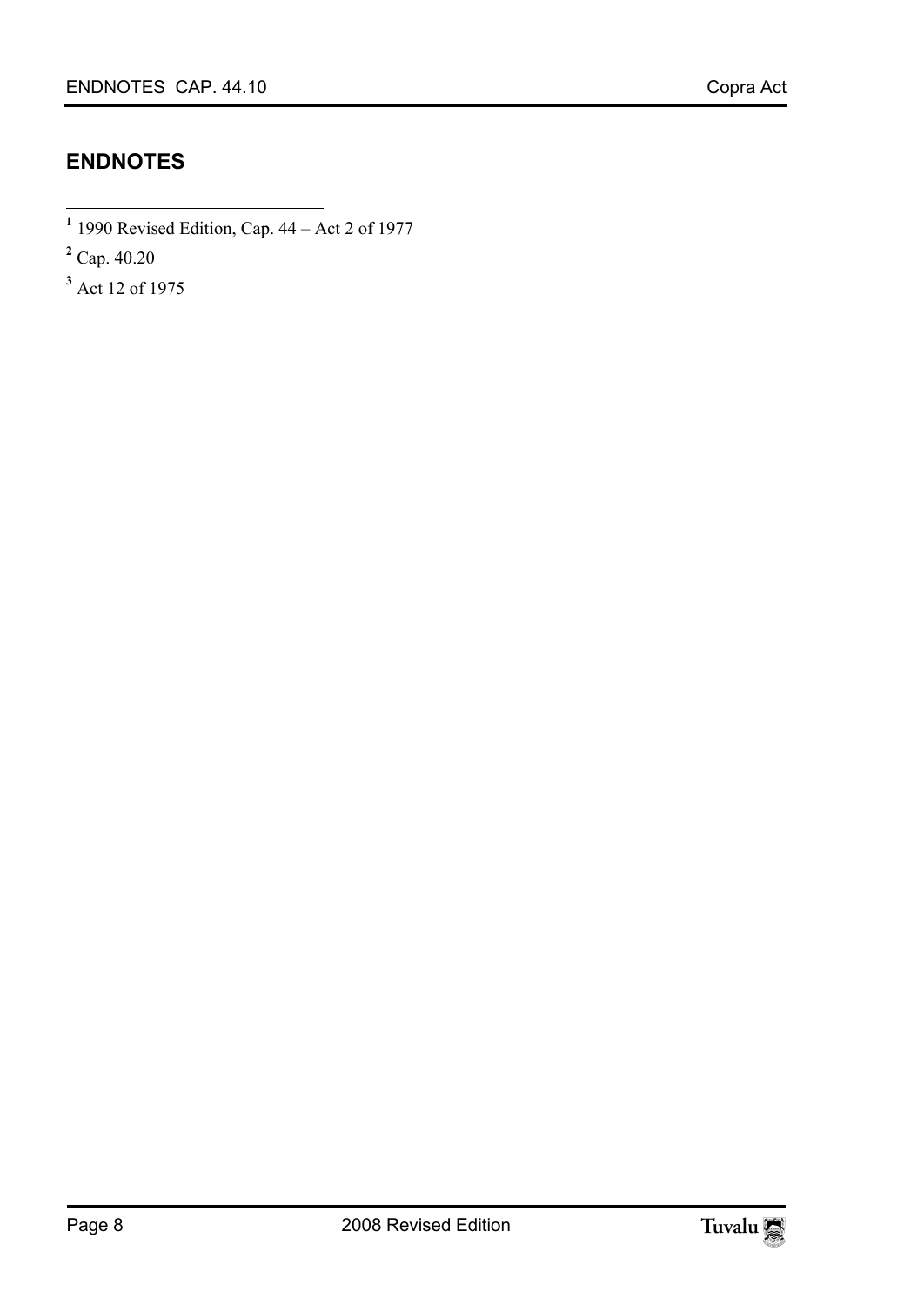## ENDNOTES

[1] 1990 Revised Edition, Cap. 44 – Act 2 of 1977

[2] Cap. 40.20

[3] Act 12 of 1975